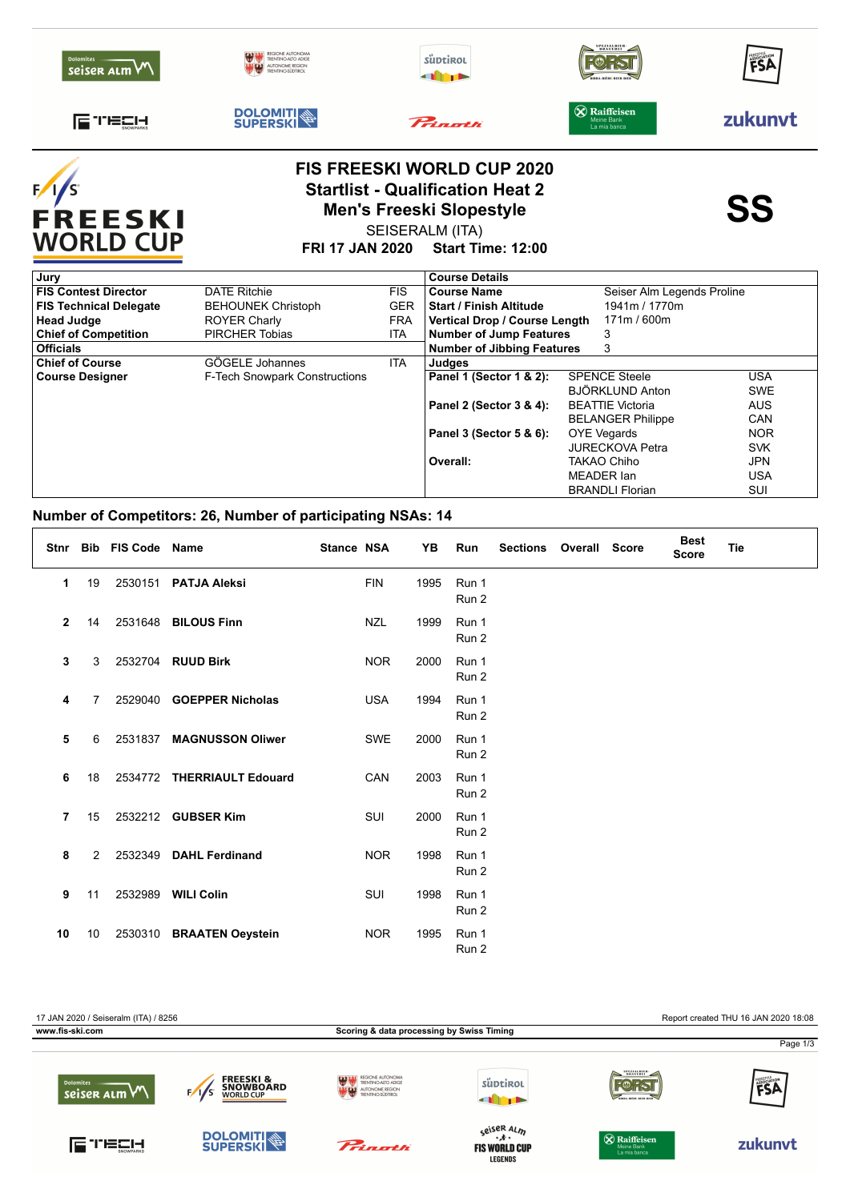# FIS FREESKI WORLD CUP 2020

## Startlist - Qualification Heat 2

## Men's Freeski Slopestyle

SEISERALM (ITA)

**FRI 17 JAN 2020 Start Time: 12:00**

**SS**

| Jury | | |
|---|---|---|
| **FIS Contest Director** | DATE Ritchie | FIS |
| **FIS Technical Delegate** | BEHOUNEK Christoph | GER |
| **Head Judge** | ROYER Charly | FRA |
| **Chief of Competition** | PIRCHER Tobias | ITA |
| **Officials** | | |
| **Chief of Course** | GÖGELE Johannes | ITA |
| **Course Designer** | F-Tech Snowpark Constructions | |

| Course Details | | |
|---|---|---|
| **Course Name** | Seiser Alm Legends Proline | |
| **Start / Finish Altitude** | 1941m / 1770m | |
| **Vertical Drop / Course Length** | 171m / 600m | |
| **Number of Jump Features** | 3 | |
| **Number of Jibbing Features** | 3 | |
| **Judges** | | |
| **Panel 1 (Sector 1 & 2):** | SPENCE Steele | USA |
| | BJÖRKLUND Anton | SWE |
| **Panel 2 (Sector 3 & 4):** | BEATTIE Victoria | AUS |
| | BELANGER Philippe | CAN |
| **Panel 3 (Sector 5 & 6):** | OYE Vegards | NOR |
| | JURECKOVA Petra | SVK |
| **Overall:** | TAKAO Chiho | JPN |
| | MEADER Ian | USA |
| | BRANDLI Florian | SUI |

## Number of Competitors: 26, Number of participating NSAs: 14

| Stnr | Bib | FIS Code | Name | Stance | NSA | YB | Run | Sections | Overall | Score | Best Score | Tie |
|---|---|---|---|---|---|---|---|---|---|---|---|---|
| 1 | 19 | 2530151 | **PATJA Aleksi** | | FIN | 1995 | Run 1 | | | | | |
| | | | | | | | Run 2 | | | | | |
| 2 | 14 | 2531648 | **BILOUS Finn** | | NZL | 1999 | Run 1 | | | | | |
| | | | | | | | Run 2 | | | | | |
| 3 | 3 | 2532704 | **RUUD Birk** | | NOR | 2000 | Run 1 | | | | | |
| | | | | | | | Run 2 | | | | | |
| 4 | 7 | 2529040 | **GOEPPER Nicholas** | | USA | 1994 | Run 1 | | | | | |
| | | | | | | | Run 2 | | | | | |
| 5 | 6 | 2531837 | **MAGNUSSON Oliwer** | | SWE | 2000 | Run 1 | | | | | |
| | | | | | | | Run 2 | | | | | |
| 6 | 18 | 2534772 | **THERRIAULT Edouard** | | CAN | 2003 | Run 1 | | | | | |
| | | | | | | | Run 2 | | | | | |
| 7 | 15 | 2532212 | **GUBSER Kim** | | SUI | 2000 | Run 1 | | | | | |
| | | | | | | | Run 2 | | | | | |
| 8 | 2 | 2532349 | **DAHL Ferdinand** | | NOR | 1998 | Run 1 | | | | | |
| | | | | | | | Run 2 | | | | | |
| 9 | 11 | 2532989 | **WILI Colin** | | SUI | 1998 | Run 1 | | | | | |
| | | | | | | | Run 2 | | | | | |
| 10 | 10 | 2530310 | **BRAATEN Oeystein** | | NOR | 1995 | Run 1 | | | | | |
| | | | | | | | Run 2 | | | | | |

17 JAN 2020 / Seiseralm (ITA) / 8256

Report created THU 16 JAN 2020 18:08

www.fis-ski.com

Scoring & data processing by Swiss Timing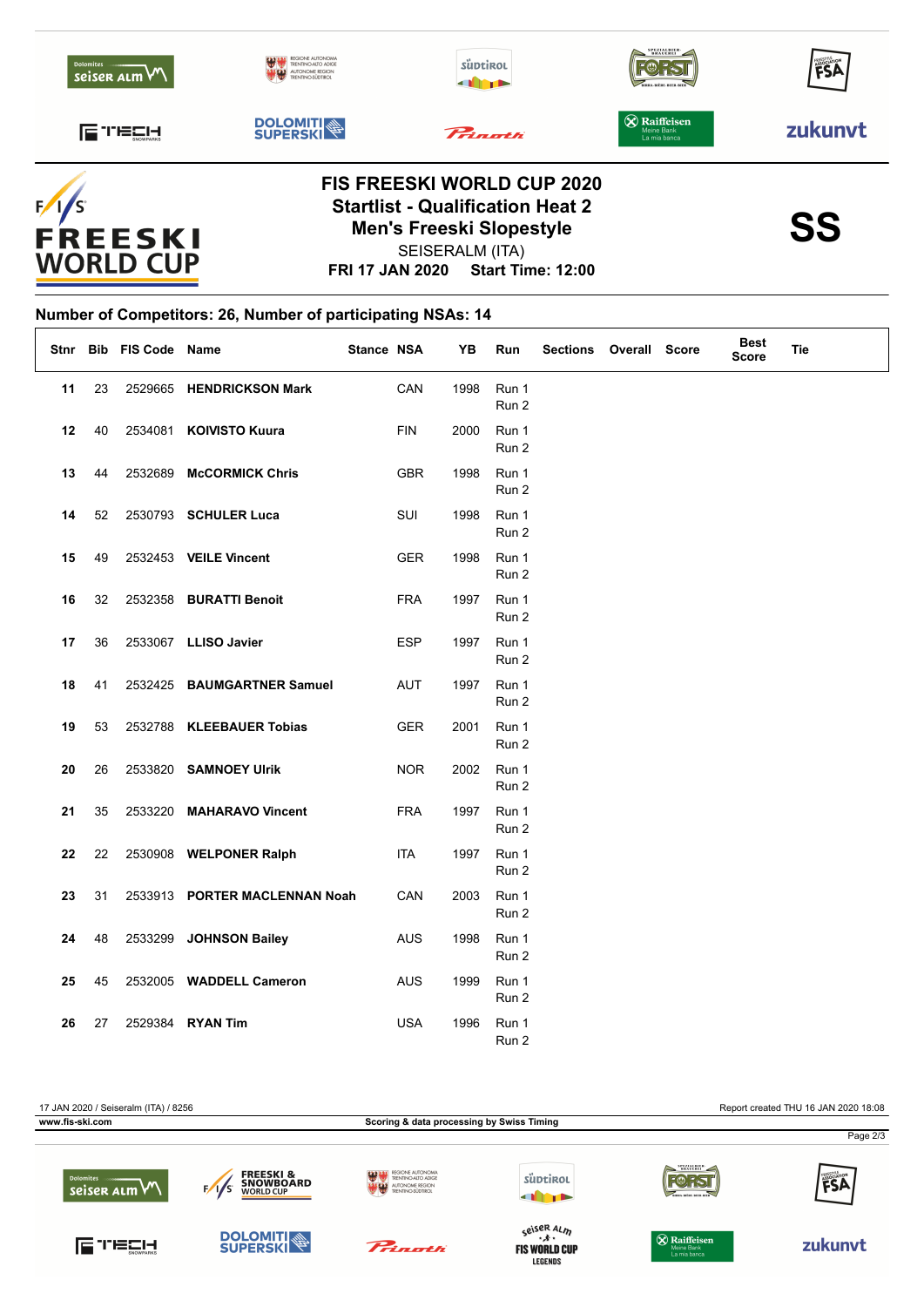# FIS FREESKI WORLD CUP 2020

## Startlist - Qualification Heat 2

## Men's Freeski Slopestyle

SEISERALM (ITA)

**FRI 17 JAN 2020 Start Time: 12:00**

**SS**

### Number of Competitors: 26, Number of participating NSAs: 14

| Stnr | Bib | FIS Code | Name | Stance | NSA | YB | Run | Sections | Overall | Score | Best Score | Tie |
|---|---|---|---|---|---|---|---|---|---|---|---|---|
| **11** | 23 | 2529665 | **HENDRICKSON Mark** | | CAN | 1998 | Run 1<br>Run 2 | | | | | |
| **12** | 40 | 2534081 | **KOIVISTO Kuura** | | FIN | 2000 | Run 1<br>Run 2 | | | | | |
| **13** | 44 | 2532689 | **McCORMICK Chris** | | GBR | 1998 | Run 1<br>Run 2 | | | | | |
| **14** | 52 | 2530793 | **SCHULER Luca** | | SUI | 1998 | Run 1<br>Run 2 | | | | | |
| **15** | 49 | 2532453 | **VEILE Vincent** | | GER | 1998 | Run 1<br>Run 2 | | | | | |
| **16** | 32 | 2532358 | **BURATTI Benoit** | | FRA | 1997 | Run 1<br>Run 2 | | | | | |
| **17** | 36 | 2533067 | **LLISO Javier** | | ESP | 1997 | Run 1<br>Run 2 | | | | | |
| **18** | 41 | 2532425 | **BAUMGARTNER Samuel** | | AUT | 1997 | Run 1<br>Run 2 | | | | | |
| **19** | 53 | 2532788 | **KLEEBAUER Tobias** | | GER | 2001 | Run 1<br>Run 2 | | | | | |
| **20** | 26 | 2533820 | **SAMNOEY Ulrik** | | NOR | 2002 | Run 1<br>Run 2 | | | | | |
| **21** | 35 | 2533220 | **MAHARAVO Vincent** | | FRA | 1997 | Run 1<br>Run 2 | | | | | |
| **22** | 22 | 2530908 | **WELPONER Ralph** | | ITA | 1997 | Run 1<br>Run 2 | | | | | |
| **23** | 31 | 2533913 | **PORTER MACLENNAN Noah** | | CAN | 2003 | Run 1<br>Run 2 | | | | | |
| **24** | 48 | 2533299 | **JOHNSON Bailey** | | AUS | 1998 | Run 1<br>Run 2 | | | | | |
| **25** | 45 | 2532005 | **WADDELL Cameron** | | AUS | 1999 | Run 1<br>Run 2 | | | | | |
| **26** | 27 | 2529384 | **RYAN Tim** | | USA | 1996 | Run 1<br>Run 2 | | | | | |

17 JAN 2020 / Seiseralm (ITA) / 8256 — Report created THU 16 JAN 2020 18:08

www.fis-ski.com — Scoring & data processing by Swiss Timing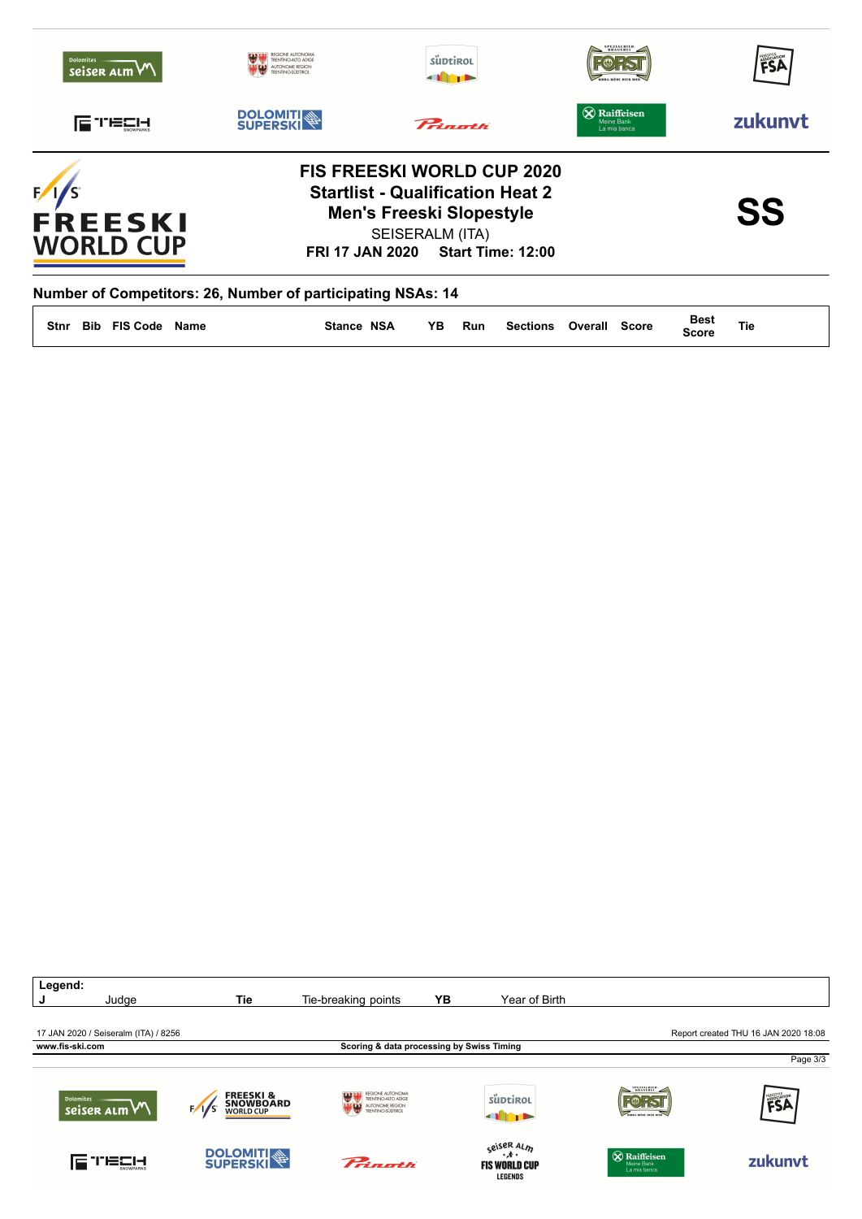# FIS FREESKI WORLD CUP 2020

## Startlist - Qualification Heat 2

## Men's Freeski Slopestyle

SEISERALM (ITA)

**FRI 17 JAN 2020 Start Time: 12:00**

**SS**

**Number of Competitors: 26, Number of participating NSAs: 14**

| Stnr | Bib | FIS Code | Name | Stance | NSA | YB | Run | Sections | Overall | Score | Best Score | Tie |
|---|---|---|---|---|---|---|---|---|---|---|---|---|

| Legend: | | | | | |
|---|---|---|---|---|---|
| J | Judge | Tie | Tie-breaking points | YB | Year of Birth |

17 JAN 2020 / Seiseralm (ITA) / 8256

Report created THU 16 JAN 2020 18:08

www.fis-ski.com

Scoring & data processing by Swiss Timing